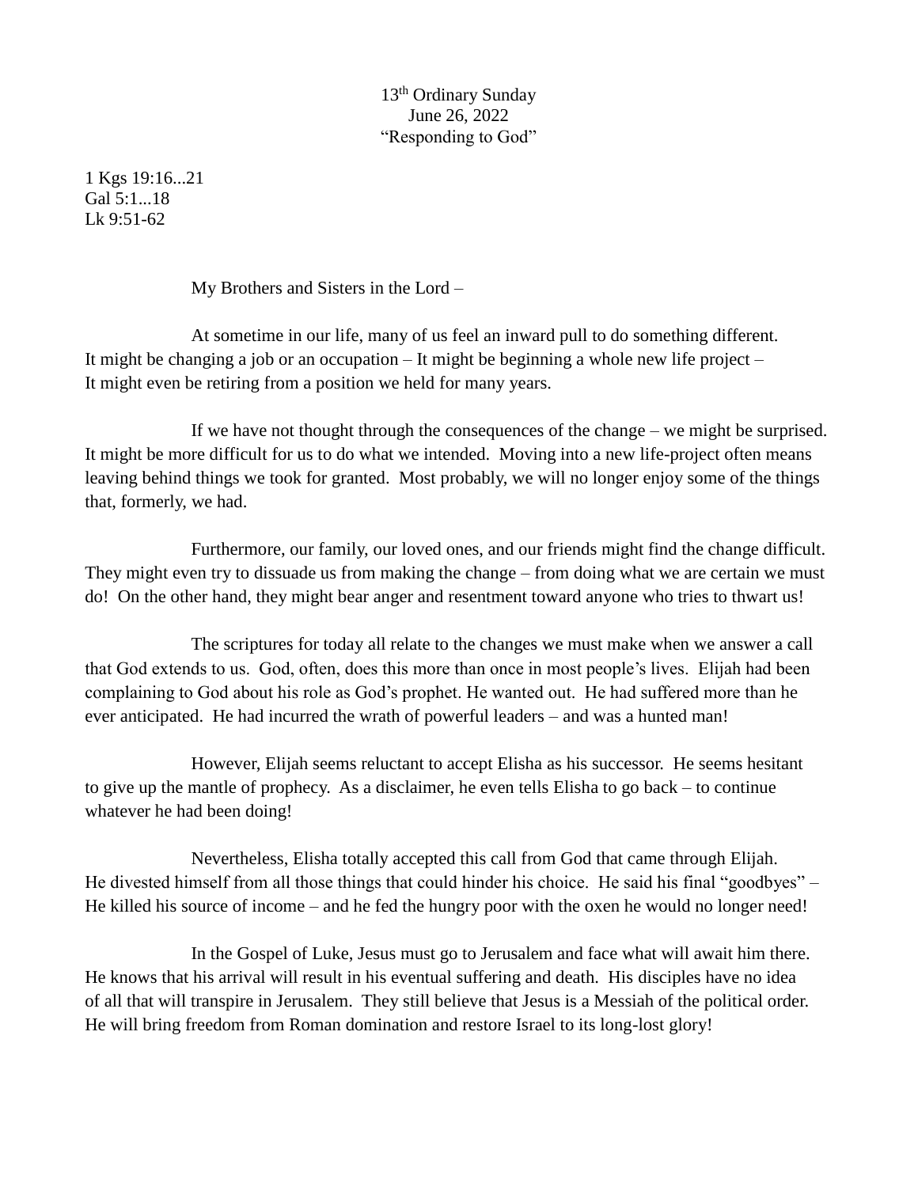13th Ordinary Sunday
June 26, 2022
"Responding to God"

1 Kgs 19:16...21
Gal 5:1...18
Lk 9:51-62

My Brothers and Sisters in the Lord –

At sometime in our life, many of us feel an inward pull to do something different. It might be changing a job or an occupation – It might be beginning a whole new life project – It might even be retiring from a position we held for many years.

If we have not thought through the consequences of the change – we might be surprised. It might be more difficult for us to do what we intended. Moving into a new life-project often means leaving behind things we took for granted. Most probably, we will no longer enjoy some of the things that, formerly, we had.

Furthermore, our family, our loved ones, and our friends might find the change difficult. They might even try to dissuade us from making the change – from doing what we are certain we must do! On the other hand, they might bear anger and resentment toward anyone who tries to thwart us!

The scriptures for today all relate to the changes we must make when we answer a call that God extends to us. God, often, does this more than once in most people's lives. Elijah had been complaining to God about his role as God's prophet. He wanted out. He had suffered more than he ever anticipated. He had incurred the wrath of powerful leaders – and was a hunted man!

However, Elijah seems reluctant to accept Elisha as his successor. He seems hesitant to give up the mantle of prophecy. As a disclaimer, he even tells Elisha to go back – to continue whatever he had been doing!

Nevertheless, Elisha totally accepted this call from God that came through Elijah. He divested himself from all those things that could hinder his choice. He said his final "goodbyes" – He killed his source of income – and he fed the hungry poor with the oxen he would no longer need!

In the Gospel of Luke, Jesus must go to Jerusalem and face what will await him there. He knows that his arrival will result in his eventual suffering and death. His disciples have no idea of all that will transpire in Jerusalem. They still believe that Jesus is a Messiah of the political order. He will bring freedom from Roman domination and restore Israel to its long-lost glory!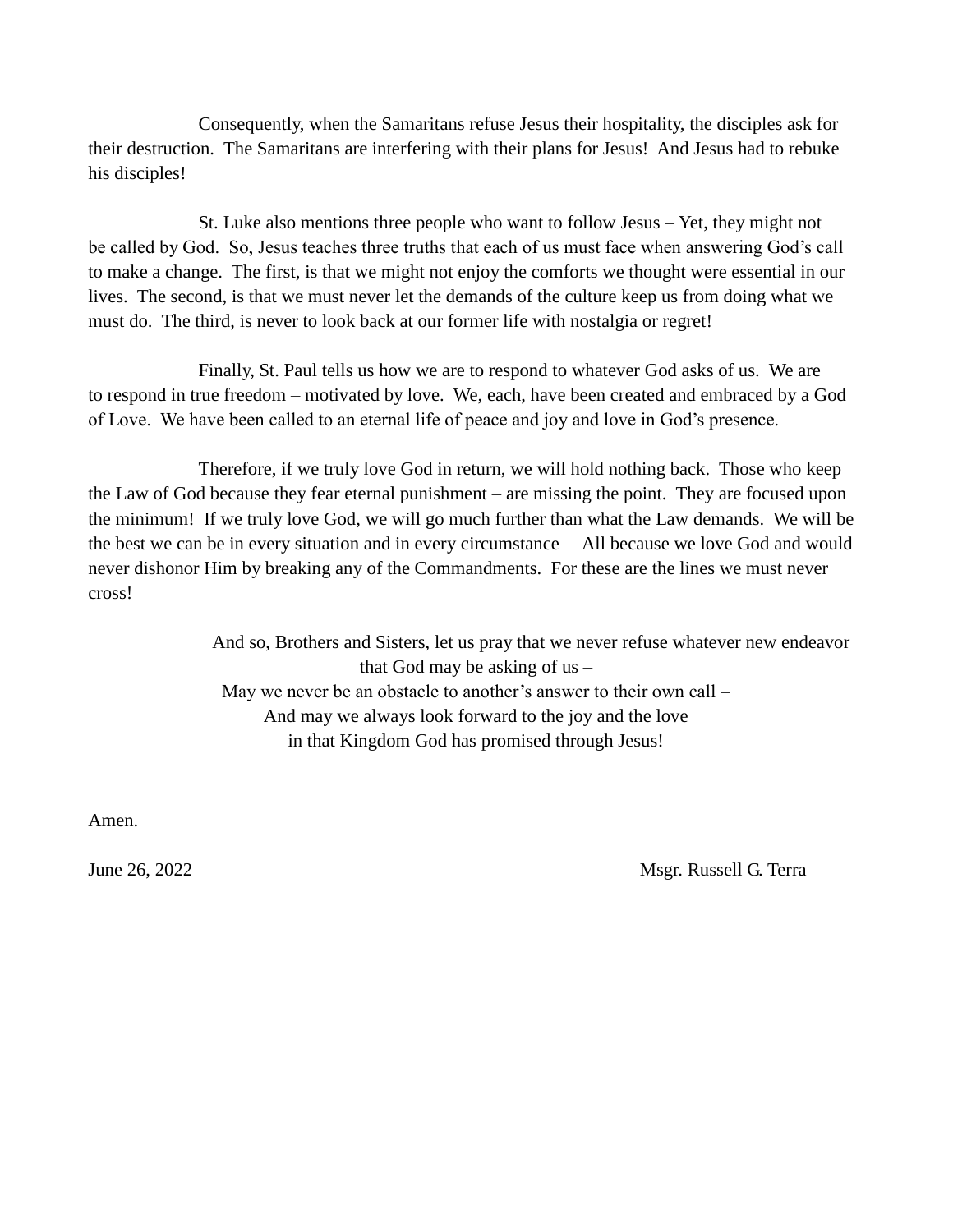Consequently, when the Samaritans refuse Jesus their hospitality, the disciples ask for their destruction. The Samaritans are interfering with their plans for Jesus! And Jesus had to rebuke his disciples!

St. Luke also mentions three people who want to follow Jesus – Yet, they might not be called by God. So, Jesus teaches three truths that each of us must face when answering God's call to make a change. The first, is that we might not enjoy the comforts we thought were essential in our lives. The second, is that we must never let the demands of the culture keep us from doing what we must do. The third, is never to look back at our former life with nostalgia or regret!

Finally, St. Paul tells us how we are to respond to whatever God asks of us. We are to respond in true freedom – motivated by love. We, each, have been created and embraced by a God of Love. We have been called to an eternal life of peace and joy and love in God's presence.

Therefore, if we truly love God in return, we will hold nothing back. Those who keep the Law of God because they fear eternal punishment – are missing the point. They are focused upon the minimum! If we truly love God, we will go much further than what the Law demands. We will be the best we can be in every situation and in every circumstance – All because we love God and would never dishonor Him by breaking any of the Commandments. For these are the lines we must never cross!

And so, Brothers and Sisters, let us pray that we never refuse whatever new endeavor
that God may be asking of us –
May we never be an obstacle to another's answer to their own call –
And may we always look forward to the joy and the love
in that Kingdom God has promised through Jesus!

Amen.

June 26, 2022 Msgr. Russell G. Terra